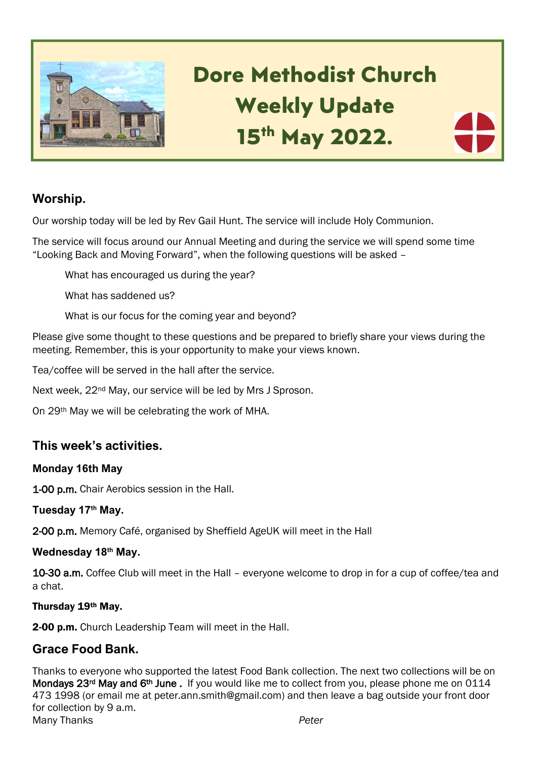# Dore Methodist Church Weekly Update 15th May 2022.

## Worship.

Our worship today will be led by Rev Gail Hunt. The service will include Holy Communion.

The service will focus around our Annual Meeting and during the service we will spend some time "Looking Back and Moving Forward", when the following questions will be asked –

> What has encouraged us during the year?
>
> What has saddened us?
>
> What is our focus for the coming year and beyond?

Please give some thought to these questions and be prepared to briefly share your views during the meeting. Remember, this is your opportunity to make your views known.

Tea/coffee will be served in the hall after the service.

Next week, 22nd May, our service will be led by Mrs J Sproson.

On 29th May we will be celebrating the work of MHA.

## This week's activities.

**Monday 16th May**

**1-00 p.m.** Chair Aerobics session in the Hall.

**Tuesday 17th May.**

**2-00 p.m.** Memory Café, organised by Sheffield AgeUK will meet in the Hall

**Wednesday 18th May.**

**10-30 a.m.** Coffee Club will meet in the Hall – everyone welcome to drop in for a cup of coffee/tea and a chat.

**Thursday 19th May.**

**2-00 p.m.** Church Leadership Team will meet in the Hall.

## Grace Food Bank.

Thanks to everyone who supported the latest Food Bank collection. The next two collections will be on **Mondays 23rd May and 6th June .** If you would like me to collect from you, please phone me on 0114 473 1998 (or email me at peter.ann.smith@gmail.com) and then leave a bag outside your front door for collection by 9 a.m.

Many Thanks *Peter*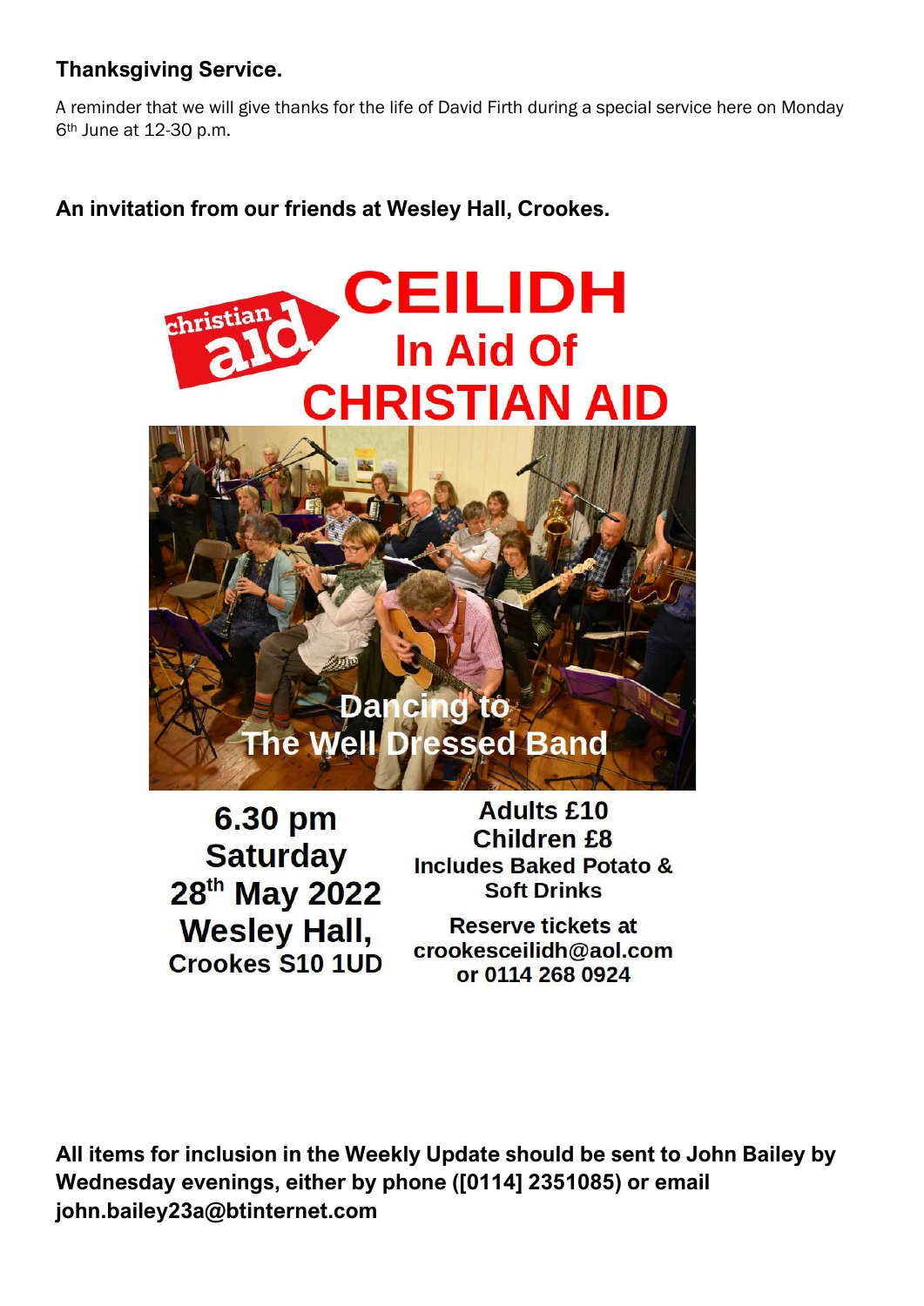### Thanksgiving Service.

A reminder that we will give thanks for the life of David Firth during a special service here on Monday 6th June at 12-30 p.m.

### An invitation from our friends at Wesley Hall, Crookes.

christian aid

# CEILIDH

## In Aid Of

# CHRISTIAN AID

Dancing to
The Well Dressed Band

**6.30 pm**
**Saturday**
**28th May 2022**
**Wesley Hall,**
**Crookes S10 1UD**

**Adults £10**
**Children £8**
**Includes Baked Potato & Soft Drinks**

**Reserve tickets at crookesceilidh@aol.com or 0114 268 0924**

**All items for inclusion in the Weekly Update should be sent to John Bailey by Wednesday evenings, either by phone ([0114] 2351085) or email john.bailey23a@btinternet.com**